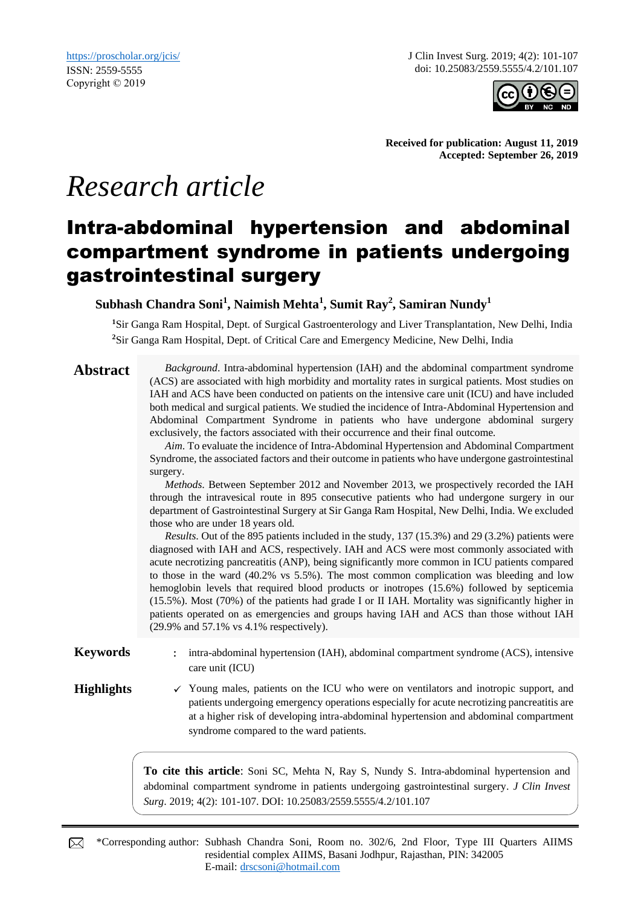https://proscholar.org/jcis/
ISSN: 2559-5555
Copyright © 2019

J Clin Invest Surg. 2019; 4(2): 101-107
doi: 10.25083/2559.5555/4.2/101.107

**Received for publication: August 11, 2019**
**Accepted: September 26, 2019**

*Research article*

# Intra-abdominal hypertension and abdominal compartment syndrome in patients undergoing gastrointestinal surgery

**Subhash Chandra Soni[1], Naimish Mehta[1], Sumit Ray[2], Samiran Nundy[1]**

[1]Sir Ganga Ram Hospital, Dept. of Surgical Gastroenterology and Liver Transplantation, New Delhi, India
[2]Sir Ganga Ram Hospital, Dept. of Critical Care and Emergency Medicine, New Delhi, India

## Abstract

*Background*. Intra-abdominal hypertension (IAH) and the abdominal compartment syndrome (ACS) are associated with high morbidity and mortality rates in surgical patients. Most studies on IAH and ACS have been conducted on patients on the intensive care unit (ICU) and have included both medical and surgical patients. We studied the incidence of Intra-Abdominal Hypertension and Abdominal Compartment Syndrome in patients who have undergone abdominal surgery exclusively, the factors associated with their occurrence and their final outcome.

*Aim*. To evaluate the incidence of Intra-Abdominal Hypertension and Abdominal Compartment Syndrome, the associated factors and their outcome in patients who have undergone gastrointestinal surgery.

*Methods*. Between September 2012 and November 2013, we prospectively recorded the IAH through the intravesical route in 895 consecutive patients who had undergone surgery in our department of Gastrointestinal Surgery at Sir Ganga Ram Hospital, New Delhi, India. We excluded those who are under 18 years old.

*Results*. Out of the 895 patients included in the study, 137 (15.3%) and 29 (3.2%) patients were diagnosed with IAH and ACS, respectively. IAH and ACS were most commonly associated with acute necrotizing pancreatitis (ANP), being significantly more common in ICU patients compared to those in the ward (40.2% vs 5.5%). The most common complication was bleeding and low hemoglobin levels that required blood products or inotropes (15.6%) followed by septicemia (15.5%). Most (70%) of the patients had grade I or II IAH. Mortality was significantly higher in patients operated on as emergencies and groups having IAH and ACS than those without IAH (29.9% and 57.1% vs 4.1% respectively).

**Keywords** : intra-abdominal hypertension (IAH), abdominal compartment syndrome (ACS), intensive care unit (ICU)

**Highlights**

✓ Young males, patients on the ICU who were on ventilators and inotropic support, and patients undergoing emergency operations especially for acute necrotizing pancreatitis are at a higher risk of developing intra-abdominal hypertension and abdominal compartment syndrome compared to the ward patients.

**To cite this article**: Soni SC, Mehta N, Ray S, Nundy S. Intra-abdominal hypertension and abdominal compartment syndrome in patients undergoing gastrointestinal surgery. *J Clin Invest Surg*. 2019; 4(2): 101-107. DOI: 10.25083/2559.5555/4.2/101.107

*Corresponding author: Subhash Chandra Soni, Room no. 302/6, 2nd Floor, Type III Quarters AIIMS residential complex AIIMS, Basani Jodhpur, Rajasthan, PIN: 342005
E-mail: drscsoni@hotmail.com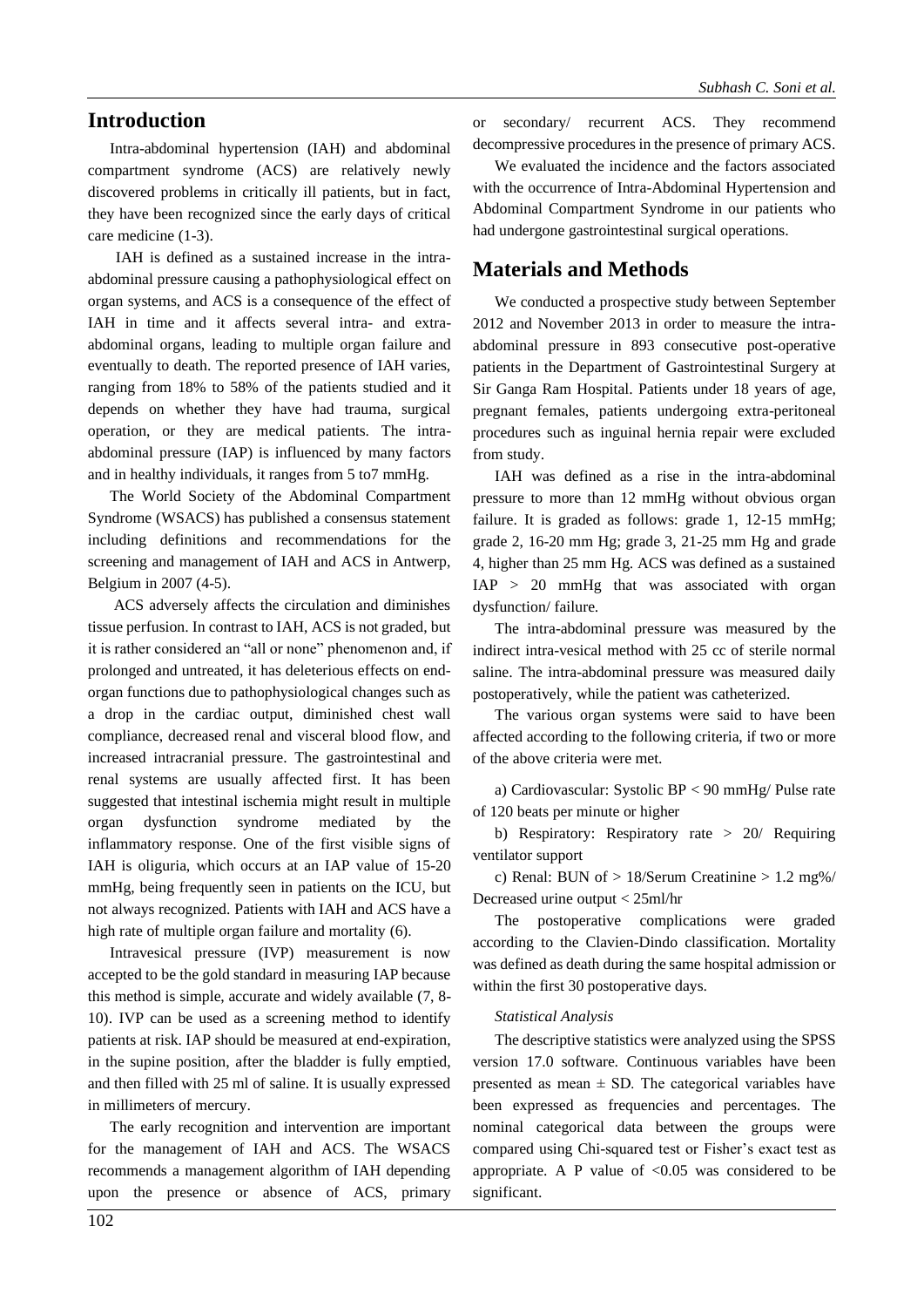## Introduction

Intra-abdominal hypertension (IAH) and abdominal compartment syndrome (ACS) are relatively newly discovered problems in critically ill patients, but in fact, they have been recognized since the early days of critical care medicine (1-3).

IAH is defined as a sustained increase in the intra-abdominal pressure causing a pathophysiological effect on organ systems, and ACS is a consequence of the effect of IAH in time and it affects several intra- and extra-abdominal organs, leading to multiple organ failure and eventually to death. The reported presence of IAH varies, ranging from 18% to 58% of the patients studied and it depends on whether they have had trauma, surgical operation, or they are medical patients. The intra-abdominal pressure (IAP) is influenced by many factors and in healthy individuals, it ranges from 5 to7 mmHg.

The World Society of the Abdominal Compartment Syndrome (WSACS) has published a consensus statement including definitions and recommendations for the screening and management of IAH and ACS in Antwerp, Belgium in 2007 (4-5).

ACS adversely affects the circulation and diminishes tissue perfusion. In contrast to IAH, ACS is not graded, but it is rather considered an "all or none" phenomenon and, if prolonged and untreated, it has deleterious effects on end-organ functions due to pathophysiological changes such as a drop in the cardiac output, diminished chest wall compliance, decreased renal and visceral blood flow, and increased intracranial pressure. The gastrointestinal and renal systems are usually affected first. It has been suggested that intestinal ischemia might result in multiple organ dysfunction syndrome mediated by the inflammatory response. One of the first visible signs of IAH is oliguria, which occurs at an IAP value of 15-20 mmHg, being frequently seen in patients on the ICU, but not always recognized. Patients with IAH and ACS have a high rate of multiple organ failure and mortality (6).

Intravesical pressure (IVP) measurement is now accepted to be the gold standard in measuring IAP because this method is simple, accurate and widely available (7, 8-10). IVP can be used as a screening method to identify patients at risk. IAP should be measured at end-expiration, in the supine position, after the bladder is fully emptied, and then filled with 25 ml of saline. It is usually expressed in millimeters of mercury.

The early recognition and intervention are important for the management of IAH and ACS. The WSACS recommends a management algorithm of IAH depending upon the presence or absence of ACS, primary or secondary/ recurrent ACS. They recommend decompressive procedures in the presence of primary ACS.

We evaluated the incidence and the factors associated with the occurrence of Intra-Abdominal Hypertension and Abdominal Compartment Syndrome in our patients who had undergone gastrointestinal surgical operations.

## Materials and Methods

We conducted a prospective study between September 2012 and November 2013 in order to measure the intra-abdominal pressure in 893 consecutive post-operative patients in the Department of Gastrointestinal Surgery at Sir Ganga Ram Hospital. Patients under 18 years of age, pregnant females, patients undergoing extra-peritoneal procedures such as inguinal hernia repair were excluded from study.

IAH was defined as a rise in the intra-abdominal pressure to more than 12 mmHg without obvious organ failure. It is graded as follows: grade 1, 12-15 mmHg; grade 2, 16-20 mm Hg; grade 3, 21-25 mm Hg and grade 4, higher than 25 mm Hg. ACS was defined as a sustained IAP > 20 mmHg that was associated with organ dysfunction/ failure.

The intra-abdominal pressure was measured by the indirect intra-vesical method with 25 cc of sterile normal saline. The intra-abdominal pressure was measured daily postoperatively, while the patient was catheterized.

The various organ systems were said to have been affected according to the following criteria, if two or more of the above criteria were met.

a) Cardiovascular: Systolic BP < 90 mmHg/ Pulse rate of 120 beats per minute or higher

b) Respiratory: Respiratory rate > 20/ Requiring ventilator support

c) Renal: BUN of > 18/Serum Creatinine > 1.2 mg%/ Decreased urine output < 25ml/hr

The postoperative complications were graded according to the Clavien-Dindo classification. Mortality was defined as death during the same hospital admission or within the first 30 postoperative days.

### *Statistical Analysis*

The descriptive statistics were analyzed using the SPSS version 17.0 software. Continuous variables have been presented as mean ± SD. The categorical variables have been expressed as frequencies and percentages. The nominal categorical data between the groups were compared using Chi-squared test or Fisher's exact test as appropriate. A P value of <0.05 was considered to be significant.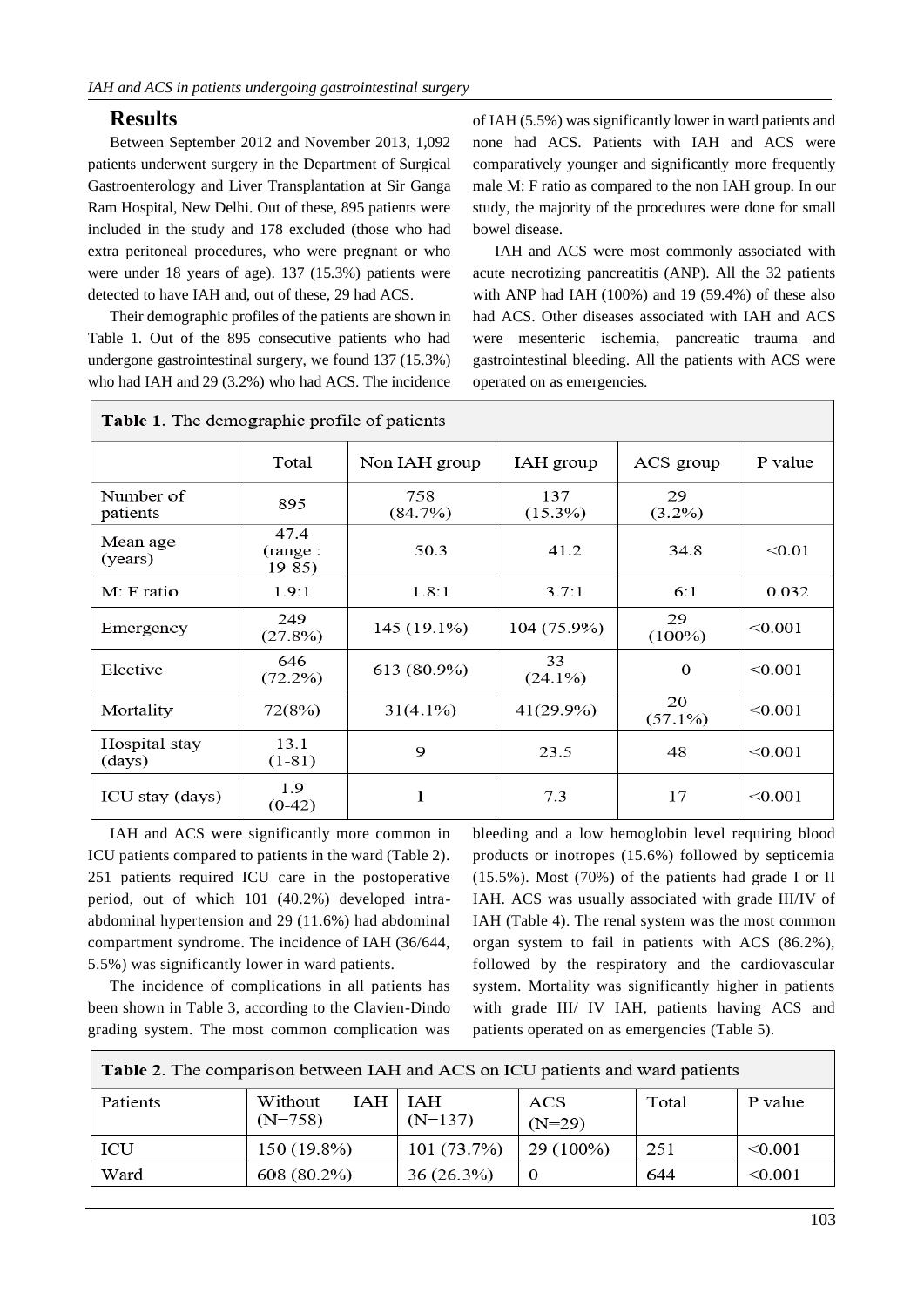## Results

Between September 2012 and November 2013, 1,092 patients underwent surgery in the Department of Surgical Gastroenterology and Liver Transplantation at Sir Ganga Ram Hospital, New Delhi. Out of these, 895 patients were included in the study and 178 excluded (those who had extra peritoneal procedures, who were pregnant or who were under 18 years of age). 137 (15.3%) patients were detected to have IAH and, out of these, 29 had ACS.

Their demographic profiles of the patients are shown in Table 1. Out of the 895 consecutive patients who had undergone gastrointestinal surgery, we found 137 (15.3%) who had IAH and 29 (3.2%) who had ACS. The incidence of IAH (5.5%) was significantly lower in ward patients and none had ACS. Patients with IAH and ACS were comparatively younger and significantly more frequently male M: F ratio as compared to the non IAH group. In our study, the majority of the procedures were done for small bowel disease.

IAH and ACS were most commonly associated with acute necrotizing pancreatitis (ANP). All the 32 patients with ANP had IAH (100%) and 19 (59.4%) of these also had ACS. Other diseases associated with IAH and ACS were mesenteric ischemia, pancreatic trauma and gastrointestinal bleeding. All the patients with ACS were operated on as emergencies.

**Table 1**. The demographic profile of patients

| | Total | Non IAH group | IAH group | ACS group | P value |
|---|---|---|---|---|---|
| Number of patients | 895 | 758 (84.7%) | 137 (15.3%) | 29 (3.2%) | |
| Mean age (years) | 47.4 (range : 19-85) | 50.3 | 41.2 | 34.8 | <0.01 |
| M: F ratio | 1.9:1 | 1.8:1 | 3.7:1 | 6:1 | 0.032 |
| Emergency | 249 (27.8%) | 145 (19.1%) | 104 (75.9%) | 29 (100%) | <0.001 |
| Elective | 646 (72.2%) | 613 (80.9%) | 33 (24.1%) | 0 | <0.001 |
| Mortality | 72(8%) | 31(4.1%) | 41(29.9%) | 20 (57.1%) | <0.001 |
| Hospital stay (days) | 13.1 (1-81) | 9 | 23.5 | 48 | <0.001 |
| ICU stay (days) | 1.9 (0-42) | 1 | 7.3 | 17 | <0.001 |

IAH and ACS were significantly more common in ICU patients compared to patients in the ward (Table 2). 251 patients required ICU care in the postoperative period, out of which 101 (40.2%) developed intra-abdominal hypertension and 29 (11.6%) had abdominal compartment syndrome. The incidence of IAH (36/644, 5.5%) was significantly lower in ward patients.

The incidence of complications in all patients has been shown in Table 3, according to the Clavien-Dindo grading system. The most common complication was bleeding and a low hemoglobin level requiring blood products or inotropes (15.6%) followed by septicemia (15.5%). Most (70%) of the patients had grade I or II IAH. ACS was usually associated with grade III/IV of IAH (Table 4). The renal system was the most common organ system to fail in patients with ACS (86.2%), followed by the respiratory and the cardiovascular system. Mortality was significantly higher in patients with grade III/ IV IAH, patients having ACS and patients operated on as emergencies (Table 5).

**Table 2**. The comparison between IAH and ACS on ICU patients and ward patients

| Patients | Without IAH (N=758) | IAH (N=137) | ACS (N=29) | Total | P value |
|---|---|---|---|---|---|
| ICU | 150 (19.8%) | 101 (73.7%) | 29 (100%) | 251 | <0.001 |
| Ward | 608 (80.2%) | 36 (26.3%) | 0 | 644 | <0.001 |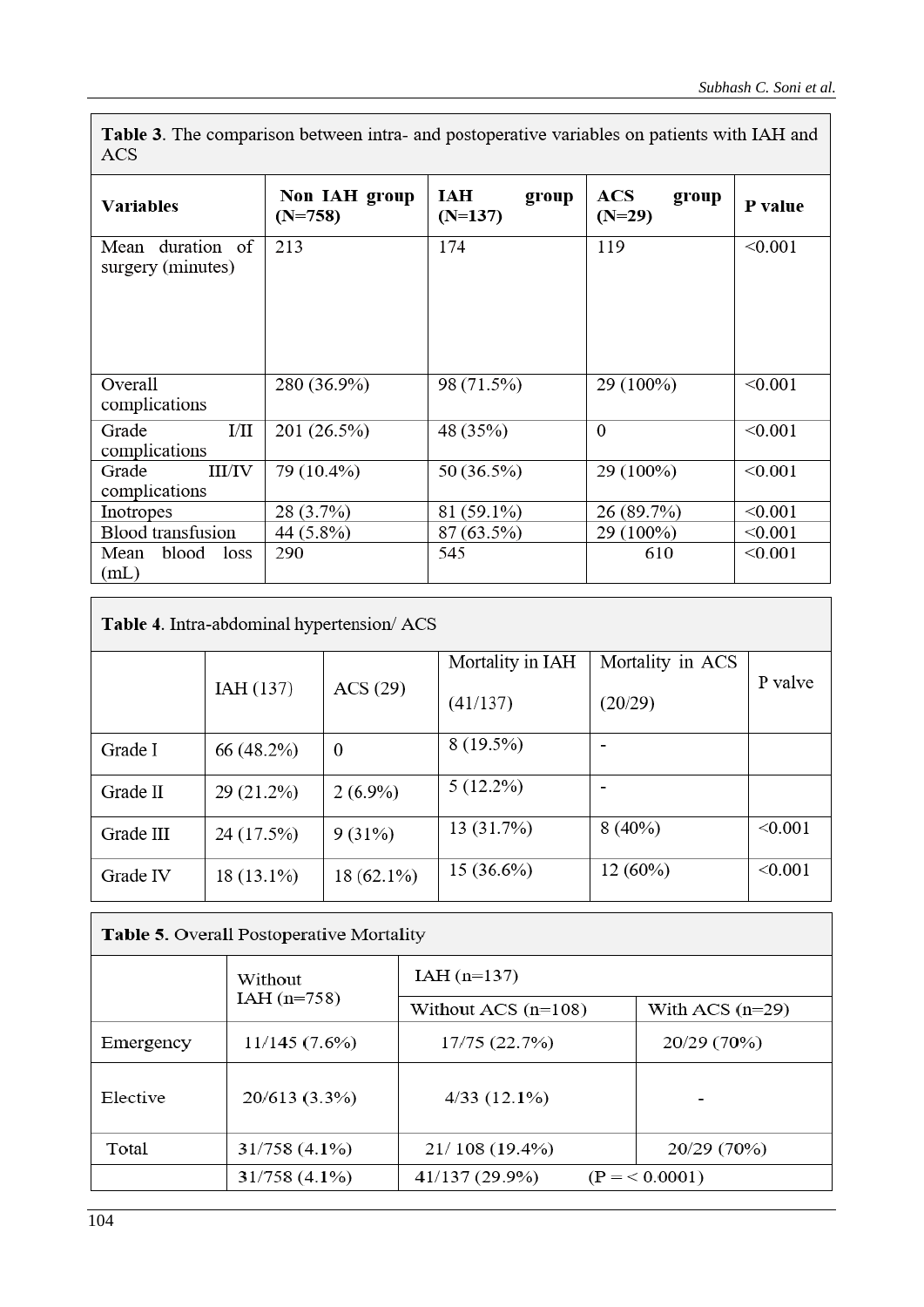**Table 3**. The comparison between intra- and postoperative variables on patients with IAH and ACS

| Variables | Non IAH group (N=758) | IAH group (N=137) | ACS group (N=29) | P value |
|---|---|---|---|---|
| Mean duration of surgery (minutes) | 213 | 174 | 119 | <0.001 |
| Overall complications | 280 (36.9%) | 98 (71.5%) | 29 (100%) | <0.001 |
| Grade I/II complications | 201 (26.5%) | 48 (35%) | 0 | <0.001 |
| Grade III/IV complications | 79 (10.4%) | 50 (36.5%) | 29 (100%) | <0.001 |
| Inotropes | 28 (3.7%) | 81 (59.1%) | 26 (89.7%) | <0.001 |
| Blood transfusion | 44 (5.8%) | 87 (63.5%) | 29 (100%) | <0.001 |
| Mean blood loss (mL) | 290 | 545 | 610 | <0.001 |

**Table 4**. Intra-abdominal hypertension/ ACS

| | IAH (137) | ACS (29) | Mortality in IAH (41/137) | Mortality in ACS (20/29) | P valve |
|---|---|---|---|---|---|
| Grade I | 66 (48.2%) | 0 | 8 (19.5%) | - | |
| Grade II | 29 (21.2%) | 2 (6.9%) | 5 (12.2%) | - | |
| Grade III | 24 (17.5%) | 9 (31%) | 13 (31.7%) | 8 (40%) | <0.001 |
| Grade IV | 18 (13.1%) | 18 (62.1%) | 15 (36.6%) | 12 (60%) | <0.001 |

**Table 5.** Overall Postoperative Mortality

| | Without IAH (n=758) | IAH (n=137) | |
|---|---|---|---|
| | | Without ACS (n=108) | With ACS (n=29) |
| Emergency | 11/145 (7.6%) | 17/75 (22.7%) | 20/29 (70%) |
| Elective | 20/613 (3.3%) | 4/33 (12.1%) | - |
| Total | 31/758 (4.1%) | 21/ 108 (19.4%) | 20/29 (70%) |
| | 31/758 (4.1%) | 41/137 (29.9%) (P = < 0.0001) | |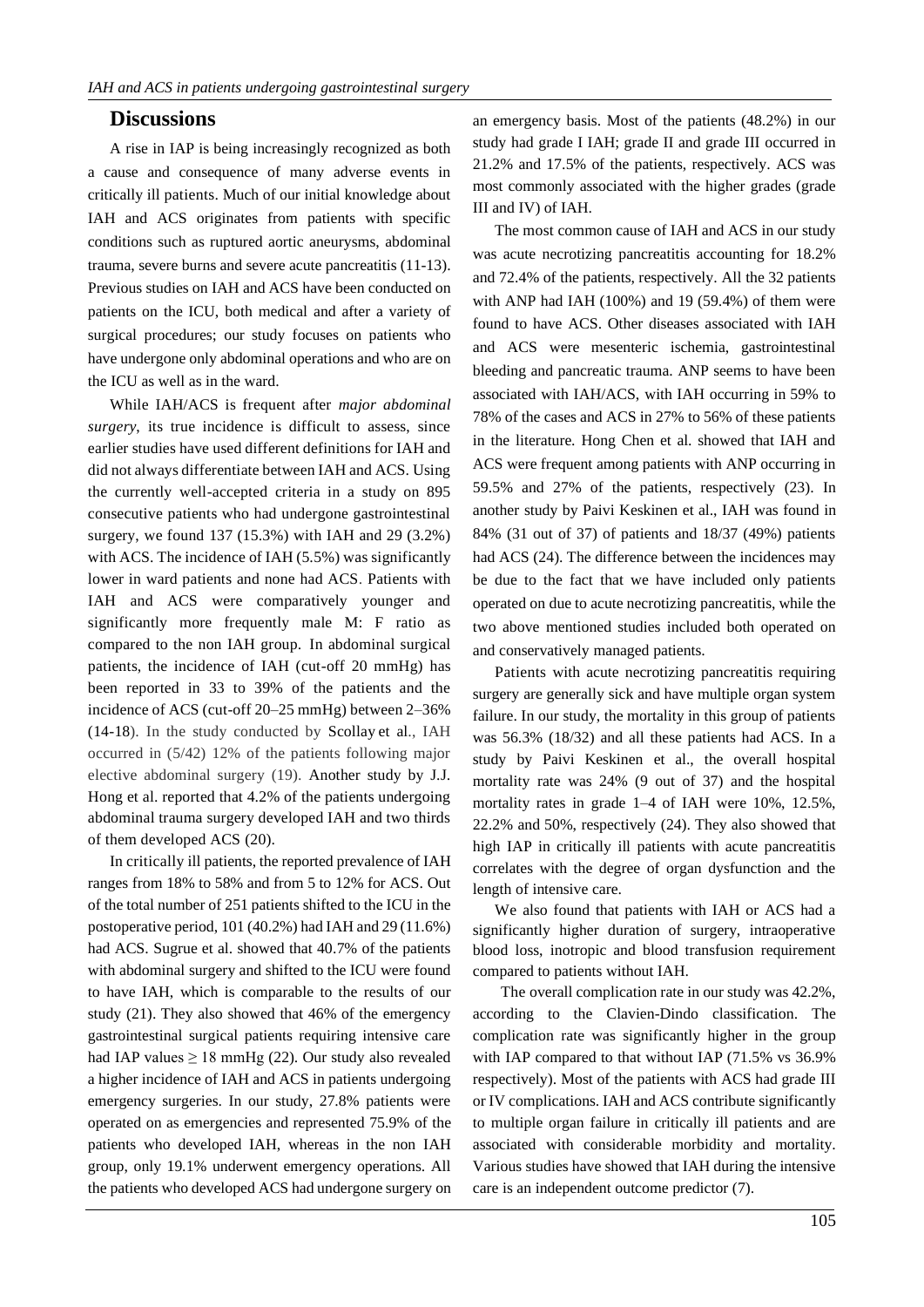## Discussions

A rise in IAP is being increasingly recognized as both a cause and consequence of many adverse events in critically ill patients. Much of our initial knowledge about IAH and ACS originates from patients with specific conditions such as ruptured aortic aneurysms, abdominal trauma, severe burns and severe acute pancreatitis (11-13). Previous studies on IAH and ACS have been conducted on patients on the ICU, both medical and after a variety of surgical procedures; our study focuses on patients who have undergone only abdominal operations and who are on the ICU as well as in the ward.

While IAH/ACS is frequent after *major abdominal surgery*, its true incidence is difficult to assess, since earlier studies have used different definitions for IAH and did not always differentiate between IAH and ACS. Using the currently well-accepted criteria in a study on 895 consecutive patients who had undergone gastrointestinal surgery, we found 137 (15.3%) with IAH and 29 (3.2%) with ACS. The incidence of IAH (5.5%) was significantly lower in ward patients and none had ACS. Patients with IAH and ACS were comparatively younger and significantly more frequently male M: F ratio as compared to the non IAH group. In abdominal surgical patients, the incidence of IAH (cut-off 20 mmHg) has been reported in 33 to 39% of the patients and the incidence of ACS (cut-off 20–25 mmHg) between 2–36% (14-18). In the study conducted by Scollay et al., IAH occurred in (5/42) 12% of the patients following major elective abdominal surgery (19). Another study by J.J. Hong et al. reported that 4.2% of the patients undergoing abdominal trauma surgery developed IAH and two thirds of them developed ACS (20).

In critically ill patients, the reported prevalence of IAH ranges from 18% to 58% and from 5 to 12% for ACS. Out of the total number of 251 patients shifted to the ICU in the postoperative period, 101 (40.2%) had IAH and 29 (11.6%) had ACS. Sugrue et al. showed that 40.7% of the patients with abdominal surgery and shifted to the ICU were found to have IAH, which is comparable to the results of our study (21). They also showed that 46% of the emergency gastrointestinal surgical patients requiring intensive care had IAP values $\geq$ 18 mmHg (22). Our study also revealed a higher incidence of IAH and ACS in patients undergoing emergency surgeries. In our study, 27.8% patients were operated on as emergencies and represented 75.9% of the patients who developed IAH, whereas in the non IAH group, only 19.1% underwent emergency operations. All the patients who developed ACS had undergone surgery on an emergency basis. Most of the patients (48.2%) in our study had grade I IAH; grade II and grade III occurred in 21.2% and 17.5% of the patients, respectively. ACS was most commonly associated with the higher grades (grade III and IV) of IAH.

The most common cause of IAH and ACS in our study was acute necrotizing pancreatitis accounting for 18.2% and 72.4% of the patients, respectively. All the 32 patients with ANP had IAH (100%) and 19 (59.4%) of them were found to have ACS. Other diseases associated with IAH and ACS were mesenteric ischemia, gastrointestinal bleeding and pancreatic trauma. ANP seems to have been associated with IAH/ACS, with IAH occurring in 59% to 78% of the cases and ACS in 27% to 56% of these patients in the literature. Hong Chen et al. showed that IAH and ACS were frequent among patients with ANP occurring in 59.5% and 27% of the patients, respectively (23). In another study by Paivi Keskinen et al., IAH was found in 84% (31 out of 37) of patients and 18/37 (49%) patients had ACS (24). The difference between the incidences may be due to the fact that we have included only patients operated on due to acute necrotizing pancreatitis, while the two above mentioned studies included both operated on and conservatively managed patients.

Patients with acute necrotizing pancreatitis requiring surgery are generally sick and have multiple organ system failure. In our study, the mortality in this group of patients was 56.3% (18/32) and all these patients had ACS. In a study by Paivi Keskinen et al., the overall hospital mortality rate was 24% (9 out of 37) and the hospital mortality rates in grade 1–4 of IAH were 10%, 12.5%, 22.2% and 50%, respectively (24). They also showed that high IAP in critically ill patients with acute pancreatitis correlates with the degree of organ dysfunction and the length of intensive care.

We also found that patients with IAH or ACS had a significantly higher duration of surgery, intraoperative blood loss, inotropic and blood transfusion requirement compared to patients without IAH.

The overall complication rate in our study was 42.2%, according to the Clavien-Dindo classification. The complication rate was significantly higher in the group with IAP compared to that without IAP (71.5% vs 36.9% respectively). Most of the patients with ACS had grade III or IV complications. IAH and ACS contribute significantly to multiple organ failure in critically ill patients and are associated with considerable morbidity and mortality. Various studies have showed that IAH during the intensive care is an independent outcome predictor (7).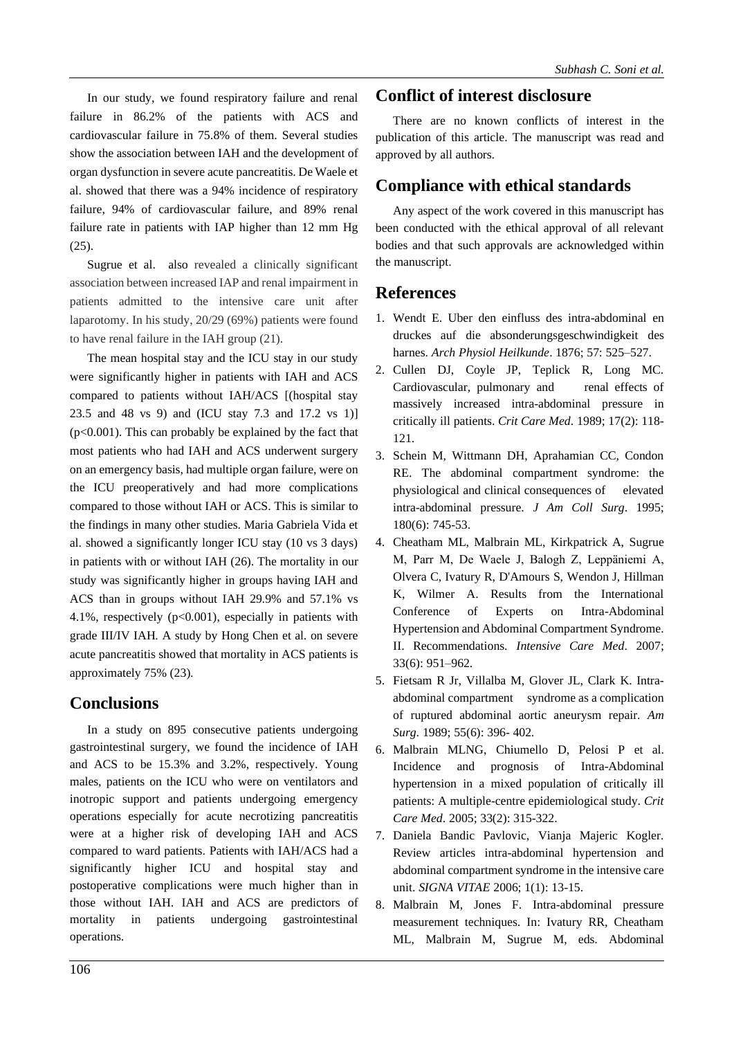In our study, we found respiratory failure and renal failure in 86.2% of the patients with ACS and cardiovascular failure in 75.8% of them. Several studies show the association between IAH and the development of organ dysfunction in severe acute pancreatitis. De Waele et al. showed that there was a 94% incidence of respiratory failure, 94% of cardiovascular failure, and 89% renal failure rate in patients with IAP higher than 12 mm Hg (25).

Sugrue et al. also revealed a clinically significant association between increased IAP and renal impairment in patients admitted to the intensive care unit after laparotomy. In his study, 20/29 (69%) patients were found to have renal failure in the IAH group (21).

The mean hospital stay and the ICU stay in our study were significantly higher in patients with IAH and ACS compared to patients without IAH/ACS [(hospital stay 23.5 and 48 vs 9) and (ICU stay 7.3 and 17.2 vs 1)] ($p<0.001$). This can probably be explained by the fact that most patients who had IAH and ACS underwent surgery on an emergency basis, had multiple organ failure, were on the ICU preoperatively and had more complications compared to those without IAH or ACS. This is similar to the findings in many other studies. Maria Gabriela Vida et al. showed a significantly longer ICU stay (10 vs 3 days) in patients with or without IAH (26). The mortality in our study was significantly higher in groups having IAH and ACS than in groups without IAH 29.9% and 57.1% vs 4.1%, respectively ($p<0.001$), especially in patients with grade III/IV IAH. A study by Hong Chen et al. on severe acute pancreatitis showed that mortality in ACS patients is approximately 75% (23).

## Conclusions

In a study on 895 consecutive patients undergoing gastrointestinal surgery, we found the incidence of IAH and ACS to be 15.3% and 3.2%, respectively. Young males, patients on the ICU who were on ventilators and inotropic support and patients undergoing emergency operations especially for acute necrotizing pancreatitis were at a higher risk of developing IAH and ACS compared to ward patients. Patients with IAH/ACS had a significantly higher ICU and hospital stay and postoperative complications were much higher than in those without IAH. IAH and ACS are predictors of mortality in patients undergoing gastrointestinal operations.

## Conflict of interest disclosure

There are no known conflicts of interest in the publication of this article. The manuscript was read and approved by all authors.

## Compliance with ethical standards

Any aspect of the work covered in this manuscript has been conducted with the ethical approval of all relevant bodies and that such approvals are acknowledged within the manuscript.

## References

1. Wendt E. Uber den einfluss des intra-abdominal en druckes auf die absonderungsgeschwindigkeit des harnes. *Arch Physiol Heilkunde*. 1876; 57: 525–527.
2. Cullen DJ, Coyle JP, Teplick R, Long MC. Cardiovascular, pulmonary and renal effects of massively increased intra-abdominal pressure in critically ill patients. *Crit Care Med*. 1989; 17(2): 118-121.
3. Schein M, Wittmann DH, Aprahamian CC, Condon RE. The abdominal compartment syndrome: the physiological and clinical consequences of elevated intra-abdominal pressure. *J Am Coll Surg*. 1995; 180(6): 745-53.
4. Cheatham ML, Malbrain ML, Kirkpatrick A, Sugrue M, Parr M, De Waele J, Balogh Z, Leppäniemi A, Olvera C, Ivatury R, D'Amours S, Wendon J, Hillman K, Wilmer A. Results from the International Conference of Experts on Intra-Abdominal Hypertension and Abdominal Compartment Syndrome. II. Recommendations. *Intensive Care Med*. 2007; 33(6): 951–962.
5. Fietsam R Jr, Villalba M, Glover JL, Clark K. Intra-abdominal compartment syndrome as a complication of ruptured abdominal aortic aneurysm repair. *Am Surg*. 1989; 55(6): 396- 402.
6. Malbrain MLNG, Chiumello D, Pelosi P et al. Incidence and prognosis of Intra-Abdominal hypertension in a mixed population of critically ill patients: A multiple-centre epidemiological study. *Crit Care Med*. 2005; 33(2): 315-322.
7. Daniela Bandic Pavlovic, Vianja Majeric Kogler. Review articles intra-abdominal hypertension and abdominal compartment syndrome in the intensive care unit. *SIGNA VITAE* 2006; 1(1): 13-15.
8. Malbrain M, Jones F. Intra-abdominal pressure measurement techniques. In: Ivatury RR, Cheatham ML, Malbrain M, Sugrue M, eds. Abdominal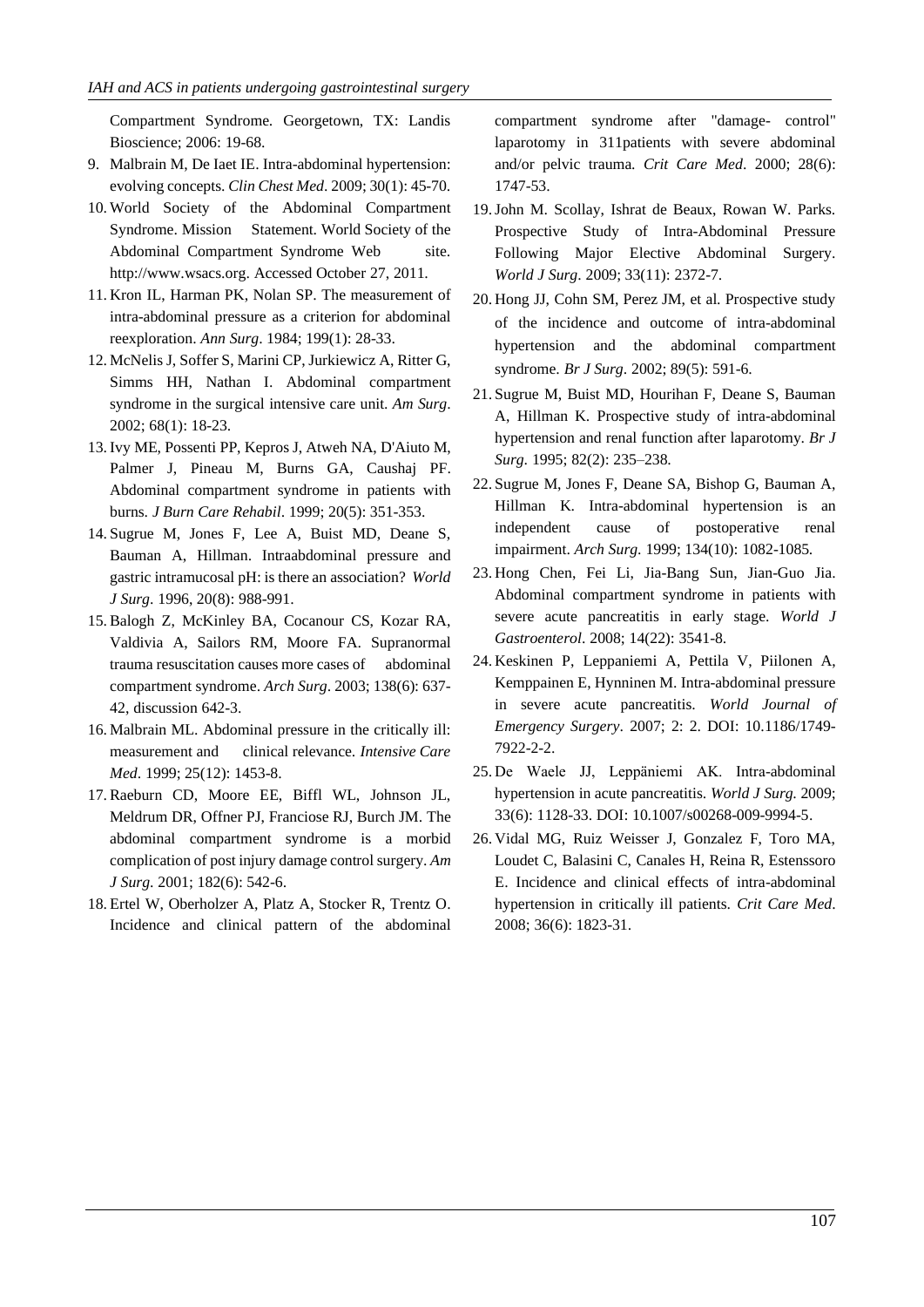Compartment Syndrome. Georgetown, TX: Landis Bioscience; 2006: 19-68.

9. Malbrain M, De Iaet IE. Intra-abdominal hypertension: evolving concepts. *Clin Chest Med*. 2009; 30(1): 45-70.
10. World Society of the Abdominal Compartment Syndrome. Mission Statement. World Society of the Abdominal Compartment Syndrome Web site. http://www.wsacs.org. Accessed October 27, 2011.
11. Kron IL, Harman PK, Nolan SP. The measurement of intra-abdominal pressure as a criterion for abdominal reexploration. *Ann Surg*. 1984; 199(1): 28-33.
12. McNelis J, Soffer S, Marini CP, Jurkiewicz A, Ritter G, Simms HH, Nathan I. Abdominal compartment syndrome in the surgical intensive care unit. *Am Surg*. 2002; 68(1): 18-23.
13. Ivy ME, Possenti PP, Kepros J, Atweh NA, D'Aiuto M, Palmer J, Pineau M, Burns GA, Caushaj PF. Abdominal compartment syndrome in patients with burns. *J Burn Care Rehabil*. 1999; 20(5): 351-353.
14. Sugrue M, Jones F, Lee A, Buist MD, Deane S, Bauman A, Hillman. Intraabdominal pressure and gastric intramucosal pH: is there an association? *World J Surg*. 1996, 20(8): 988-991.
15. Balogh Z, McKinley BA, Cocanour CS, Kozar RA, Valdivia A, Sailors RM, Moore FA. Supranormal trauma resuscitation causes more cases of abdominal compartment syndrome. *Arch Surg*. 2003; 138(6): 637-42, discussion 642-3.
16. Malbrain ML. Abdominal pressure in the critically ill: measurement and clinical relevance. *Intensive Care Med*. 1999; 25(12): 1453-8.
17. Raeburn CD, Moore EE, Biffl WL, Johnson JL, Meldrum DR, Offner PJ, Franciose RJ, Burch JM. The abdominal compartment syndrome is a morbid complication of post injury damage control surgery. *Am J Surg*. 2001; 182(6): 542-6.
18. Ertel W, Oberholzer A, Platz A, Stocker R, Trentz O. Incidence and clinical pattern of the abdominal compartment syndrome after "damage- control" laparotomy in 311patients with severe abdominal and/or pelvic trauma. *Crit Care Med*. 2000; 28(6): 1747-53.
19. John M. Scollay, Ishrat de Beaux, Rowan W. Parks. Prospective Study of Intra-Abdominal Pressure Following Major Elective Abdominal Surgery. *World J Surg*. 2009; 33(11): 2372-7.
20. Hong JJ, Cohn SM, Perez JM, et al. Prospective study of the incidence and outcome of intra-abdominal hypertension and the abdominal compartment syndrome. *Br J Surg*. 2002; 89(5): 591-6.
21. Sugrue M, Buist MD, Hourihan F, Deane S, Bauman A, Hillman K. Prospective study of intra-abdominal hypertension and renal function after laparotomy. *Br J Surg*. 1995; 82(2): 235–238.
22. Sugrue M, Jones F, Deane SA, Bishop G, Bauman A, Hillman K. Intra-abdominal hypertension is an independent cause of postoperative renal impairment. *Arch Surg*. 1999; 134(10): 1082-1085.
23. Hong Chen, Fei Li, Jia-Bang Sun, Jian-Guo Jia. Abdominal compartment syndrome in patients with severe acute pancreatitis in early stage. *World J Gastroenterol*. 2008; 14(22): 3541-8.
24. Keskinen P, Leppaniemi A, Pettila V, Piilonen A, Kemppainen E, Hynninen M. Intra-abdominal pressure in severe acute pancreatitis. *World Journal of Emergency Surgery*. 2007; 2: 2. DOI: 10.1186/1749-7922-2-2.
25. De Waele JJ, Leppäniemi AK. Intra-abdominal hypertension in acute pancreatitis. *World J Surg*. 2009; 33(6): 1128-33. DOI: 10.1007/s00268-009-9994-5.
26. Vidal MG, Ruiz Weisser J, Gonzalez F, Toro MA, Loudet C, Balasini C, Canales H, Reina R, Estenssoro E. Incidence and clinical effects of intra-abdominal hypertension in critically ill patients. *Crit Care Med*. 2008; 36(6): 1823-31.